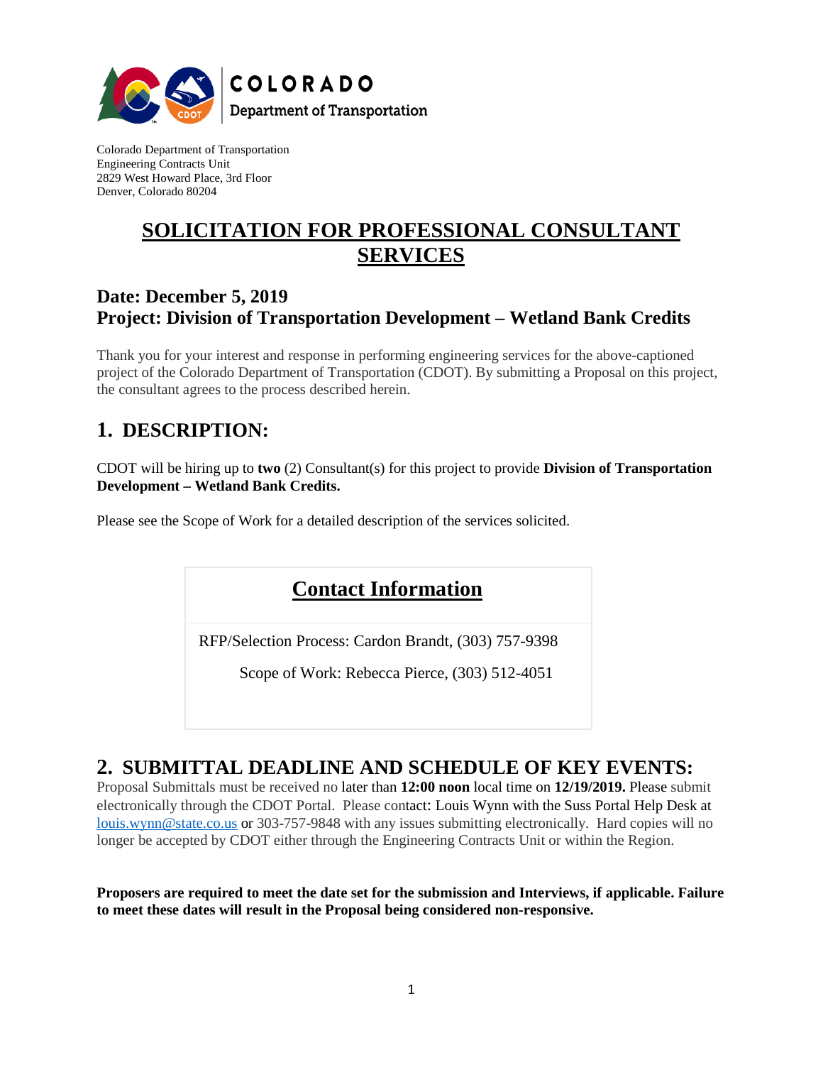COLORADO
Department of Transportation

Colorado Department of Transportation
Engineering Contracts Unit
2829 West Howard Place, 3rd Floor
Denver, Colorado 80204

# SOLICITATION FOR PROFESSIONAL CONSULTANT SERVICES

### Date: December 5, 2019
### Project: Division of Transportation Development – Wetland Bank Credits

Thank you for your interest and response in performing engineering services for the above-captioned project of the Colorado Department of Transportation (CDOT). By submitting a Proposal on this project, the consultant agrees to the process described herein.

## 1. DESCRIPTION:

CDOT will be hiring up to **two** (2) Consultant(s) for this project to provide **Division of Transportation Development – Wetland Bank Credits.**

Please see the Scope of Work for a detailed description of the services solicited.

| Contact Information |
| --- |
| RFP/Selection Process: Cardon Brandt, (303) 757-9398 |
| Scope of Work: Rebecca Pierce, (303) 512-4051 |

## 2. SUBMITTAL DEADLINE AND SCHEDULE OF KEY EVENTS:

Proposal Submittals must be received no later than **12:00 noon** local time on **12/19/2019.** Please submit electronically through the CDOT Portal. Please contact: Louis Wynn with the Suss Portal Help Desk at louis.wynn@state.co.us or 303-757-9848 with any issues submitting electronically. Hard copies will no longer be accepted by CDOT either through the Engineering Contracts Unit or within the Region.

**Proposers are required to meet the date set for the submission and Interviews, if applicable. Failure to meet these dates will result in the Proposal being considered non-responsive.**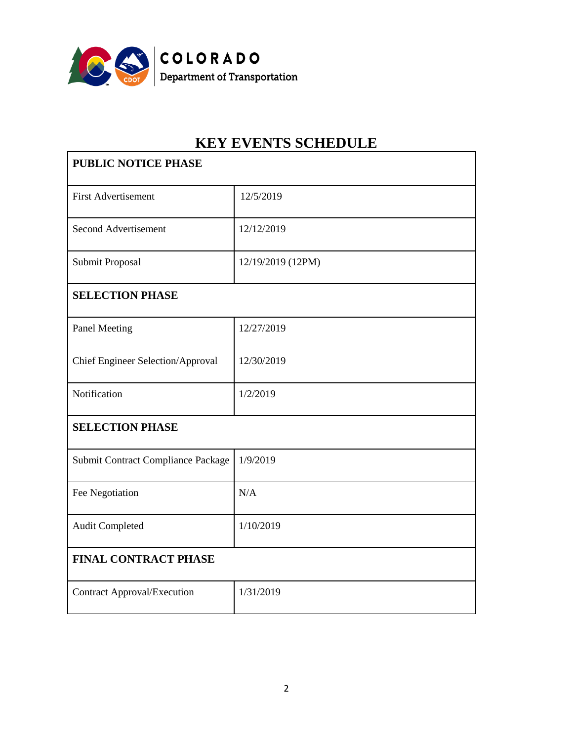COLORADO
Department of Transportation

# KEY EVENTS SCHEDULE

| **PUBLIC NOTICE PHASE** | |
|---|---|
| First Advertisement | 12/5/2019 |
| Second Advertisement | 12/12/2019 |
| Submit Proposal | 12/19/2019 (12PM) |
| **SELECTION PHASE** | |
| Panel Meeting | 12/27/2019 |
| Chief Engineer Selection/Approval | 12/30/2019 |
| Notification | 1/2/2019 |
| **SELECTION PHASE** | |
| Submit Contract Compliance Package | 1/9/2019 |
| Fee Negotiation | N/A |
| Audit Completed | 1/10/2019 |
| **FINAL CONTRACT PHASE** | |
| Contract Approval/Execution | 1/31/2019 |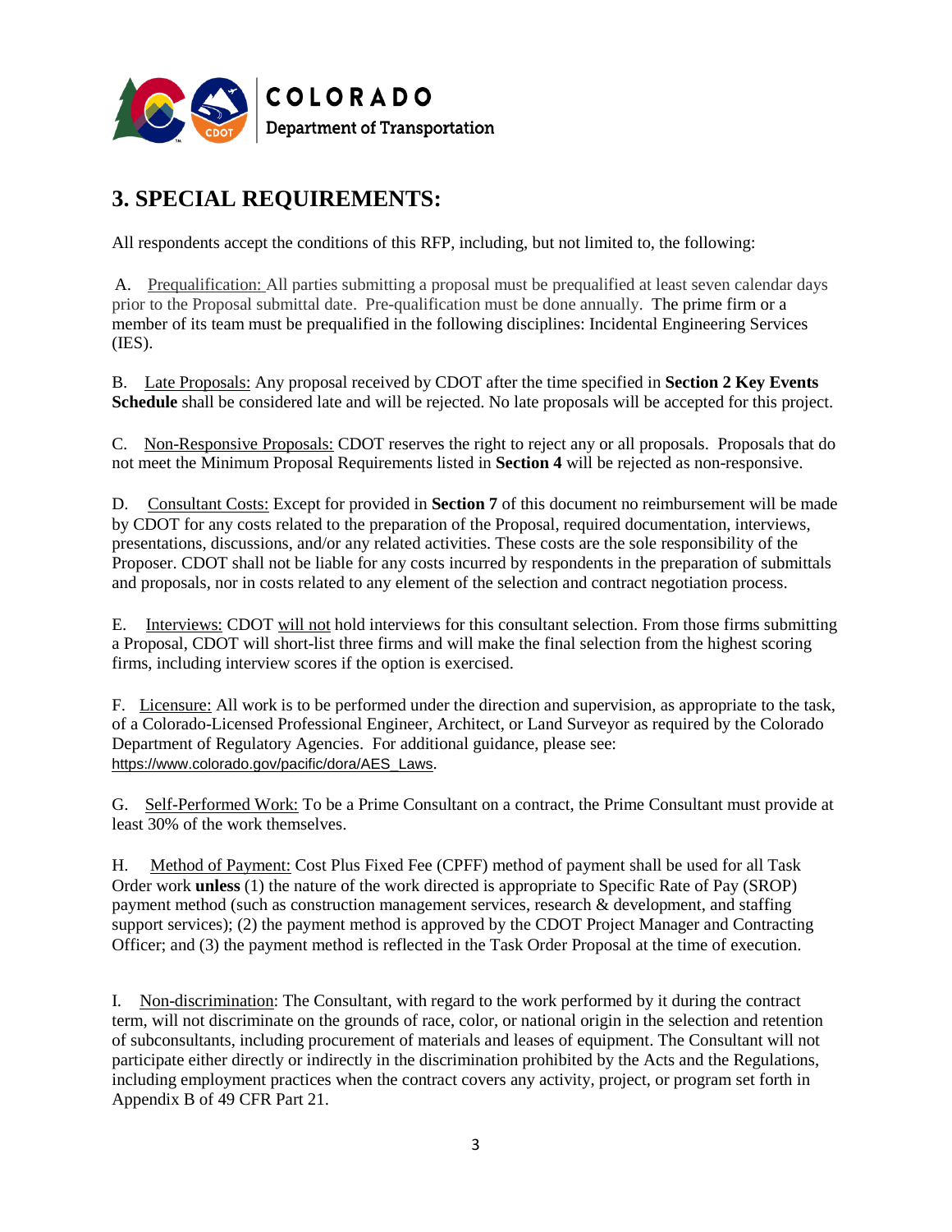## 3. SPECIAL REQUIREMENTS:

All respondents accept the conditions of this RFP, including, but not limited to, the following:

A. Prequalification: All parties submitting a proposal must be prequalified at least seven calendar days prior to the Proposal submittal date. Pre-qualification must be done annually. The prime firm or a member of its team must be prequalified in the following disciplines: Incidental Engineering Services (IES).

B. Late Proposals: Any proposal received by CDOT after the time specified in **Section 2 Key Events Schedule** shall be considered late and will be rejected. No late proposals will be accepted for this project.

C. Non-Responsive Proposals: CDOT reserves the right to reject any or all proposals. Proposals that do not meet the Minimum Proposal Requirements listed in **Section 4** will be rejected as non-responsive.

D. Consultant Costs: Except for provided in **Section 7** of this document no reimbursement will be made by CDOT for any costs related to the preparation of the Proposal, required documentation, interviews, presentations, discussions, and/or any related activities. These costs are the sole responsibility of the Proposer. CDOT shall not be liable for any costs incurred by respondents in the preparation of submittals and proposals, nor in costs related to any element of the selection and contract negotiation process.

E. Interviews: CDOT will not hold interviews for this consultant selection. From those firms submitting a Proposal, CDOT will short-list three firms and will make the final selection from the highest scoring firms, including interview scores if the option is exercised.

F. Licensure: All work is to be performed under the direction and supervision, as appropriate to the task, of a Colorado-Licensed Professional Engineer, Architect, or Land Surveyor as required by the Colorado Department of Regulatory Agencies. For additional guidance, please see: https://www.colorado.gov/pacific/dora/AES_Laws.

G. Self-Performed Work: To be a Prime Consultant on a contract, the Prime Consultant must provide at least 30% of the work themselves.

H. Method of Payment: Cost Plus Fixed Fee (CPFF) method of payment shall be used for all Task Order work **unless** (1) the nature of the work directed is appropriate to Specific Rate of Pay (SROP) payment method (such as construction management services, research & development, and staffing support services); (2) the payment method is approved by the CDOT Project Manager and Contracting Officer; and (3) the payment method is reflected in the Task Order Proposal at the time of execution.

I. Non-discrimination: The Consultant, with regard to the work performed by it during the contract term, will not discriminate on the grounds of race, color, or national origin in the selection and retention of subconsultants, including procurement of materials and leases of equipment. The Consultant will not participate either directly or indirectly in the discrimination prohibited by the Acts and the Regulations, including employment practices when the contract covers any activity, project, or program set forth in Appendix B of 49 CFR Part 21.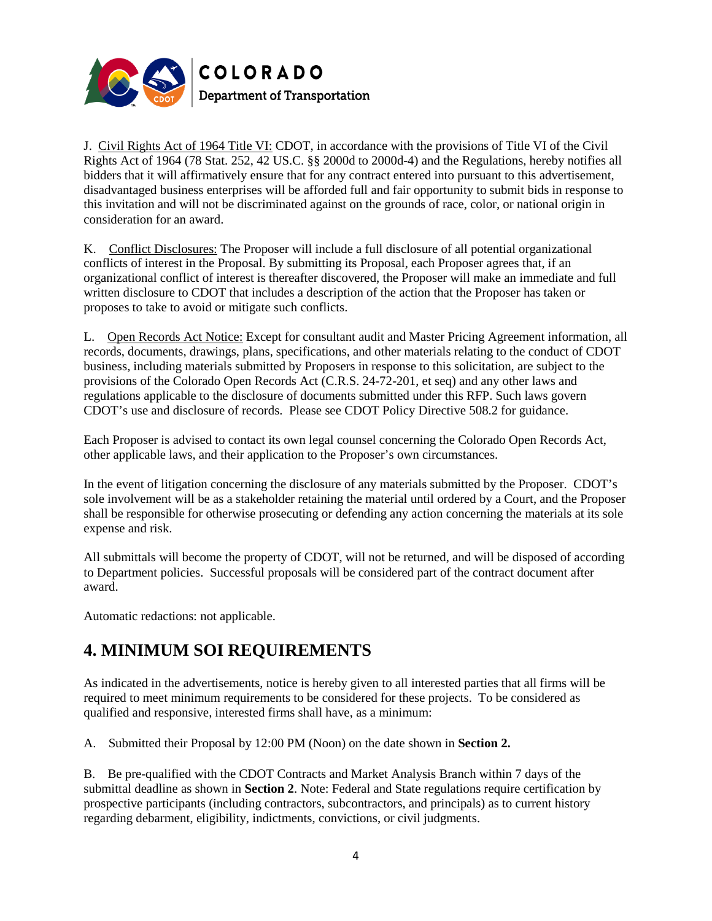J. Civil Rights Act of 1964 Title VI: CDOT, in accordance with the provisions of Title VI of the Civil Rights Act of 1964 (78 Stat. 252, 42 US.C. §§ 2000d to 2000d-4) and the Regulations, hereby notifies all bidders that it will affirmatively ensure that for any contract entered into pursuant to this advertisement, disadvantaged business enterprises will be afforded full and fair opportunity to submit bids in response to this invitation and will not be discriminated against on the grounds of race, color, or national origin in consideration for an award.

K. Conflict Disclosures: The Proposer will include a full disclosure of all potential organizational conflicts of interest in the Proposal. By submitting its Proposal, each Proposer agrees that, if an organizational conflict of interest is thereafter discovered, the Proposer will make an immediate and full written disclosure to CDOT that includes a description of the action that the Proposer has taken or proposes to take to avoid or mitigate such conflicts.

L. Open Records Act Notice: Except for consultant audit and Master Pricing Agreement information, all records, documents, drawings, plans, specifications, and other materials relating to the conduct of CDOT business, including materials submitted by Proposers in response to this solicitation, are subject to the provisions of the Colorado Open Records Act (C.R.S. 24-72-201, et seq) and any other laws and regulations applicable to the disclosure of documents submitted under this RFP. Such laws govern CDOT's use and disclosure of records. Please see CDOT Policy Directive 508.2 for guidance.

Each Proposer is advised to contact its own legal counsel concerning the Colorado Open Records Act, other applicable laws, and their application to the Proposer's own circumstances.

In the event of litigation concerning the disclosure of any materials submitted by the Proposer. CDOT's sole involvement will be as a stakeholder retaining the material until ordered by a Court, and the Proposer shall be responsible for otherwise prosecuting or defending any action concerning the materials at its sole expense and risk.

All submittals will become the property of CDOT, will not be returned, and will be disposed of according to Department policies. Successful proposals will be considered part of the contract document after award.

Automatic redactions: not applicable.

## 4. MINIMUM SOI REQUIREMENTS

As indicated in the advertisements, notice is hereby given to all interested parties that all firms will be required to meet minimum requirements to be considered for these projects. To be considered as qualified and responsive, interested firms shall have, as a minimum:

A. Submitted their Proposal by 12:00 PM (Noon) on the date shown in **Section 2.**

B. Be pre-qualified with the CDOT Contracts and Market Analysis Branch within 7 days of the submittal deadline as shown in **Section 2**. Note: Federal and State regulations require certification by prospective participants (including contractors, subcontractors, and principals) as to current history regarding debarment, eligibility, indictments, convictions, or civil judgments.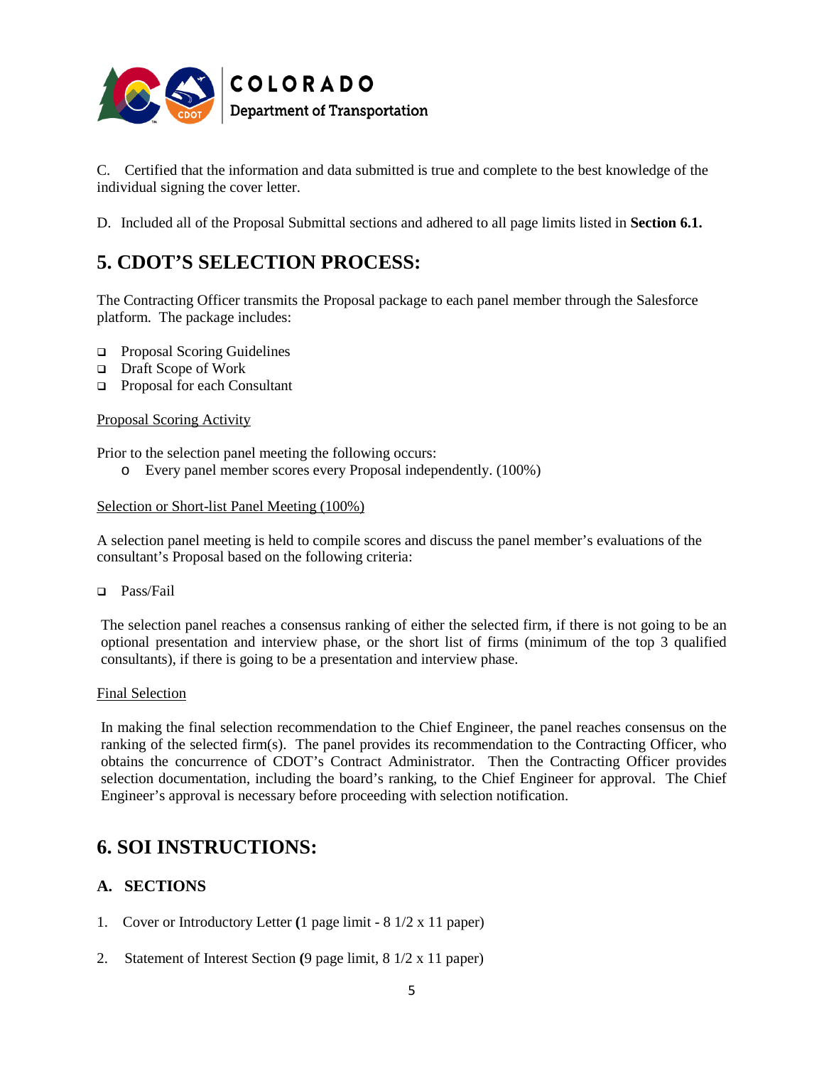C. Certified that the information and data submitted is true and complete to the best knowledge of the individual signing the cover letter.

D. Included all of the Proposal Submittal sections and adhered to all page limits listed in **Section 6.1.**

# 5. CDOT'S SELECTION PROCESS:

The Contracting Officer transmits the Proposal package to each panel member through the Salesforce platform. The package includes:

- Proposal Scoring Guidelines
- Draft Scope of Work
- Proposal for each Consultant

Proposal Scoring Activity

Prior to the selection panel meeting the following occurs:

- Every panel member scores every Proposal independently. (100%)

Selection or Short-list Panel Meeting (100%)

A selection panel meeting is held to compile scores and discuss the panel member's evaluations of the consultant's Proposal based on the following criteria:

- Pass/Fail

The selection panel reaches a consensus ranking of either the selected firm, if there is not going to be an optional presentation and interview phase, or the short list of firms (minimum of the top 3 qualified consultants), if there is going to be a presentation and interview phase.

Final Selection

In making the final selection recommendation to the Chief Engineer, the panel reaches consensus on the ranking of the selected firm(s). The panel provides its recommendation to the Contracting Officer, who obtains the concurrence of CDOT's Contract Administrator. Then the Contracting Officer provides selection documentation, including the board's ranking, to the Chief Engineer for approval. The Chief Engineer's approval is necessary before proceeding with selection notification.

# 6. SOI INSTRUCTIONS:

## A. SECTIONS

1. Cover or Introductory Letter **(**1 page limit - 8 1/2 x 11 paper)

2. Statement of Interest Section **(**9 page limit, 8 1/2 x 11 paper)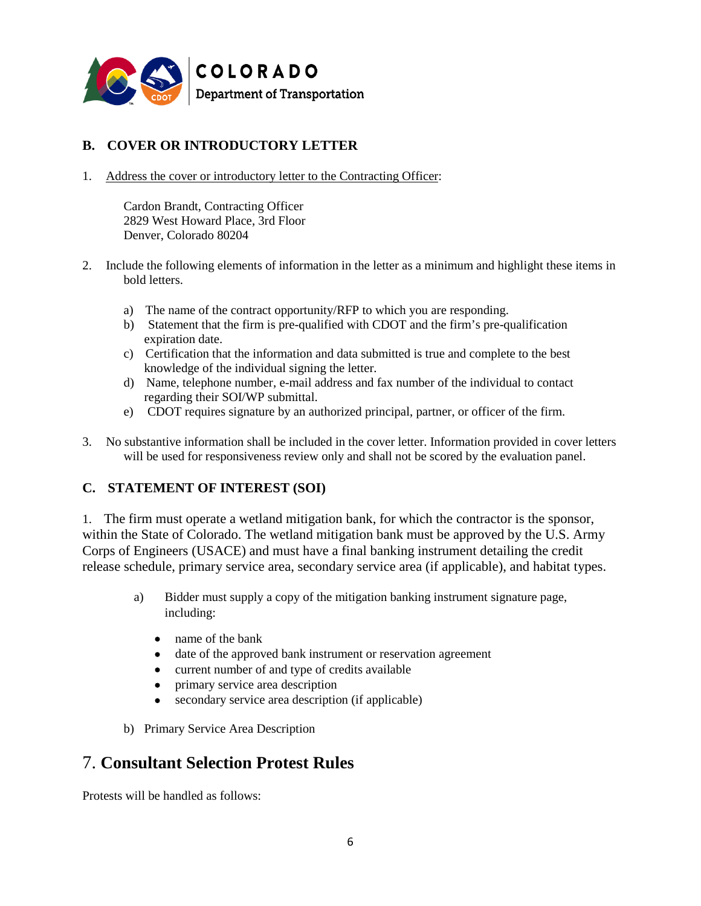## B. COVER OR INTRODUCTORY LETTER

1. Address the cover or introductory letter to the Contracting Officer:

   Cardon Brandt, Contracting Officer
   2829 West Howard Place, 3rd Floor
   Denver, Colorado 80204

2. Include the following elements of information in the letter as a minimum and highlight these items in bold letters.

   a) The name of the contract opportunity/RFP to which you are responding.
   b) Statement that the firm is pre-qualified with CDOT and the firm's pre-qualification expiration date.
   c) Certification that the information and data submitted is true and complete to the best knowledge of the individual signing the letter.
   d) Name, telephone number, e-mail address and fax number of the individual to contact regarding their SOI/WP submittal.
   e) CDOT requires signature by an authorized principal, partner, or officer of the firm.

3. No substantive information shall be included in the cover letter. Information provided in cover letters will be used for responsiveness review only and shall not be scored by the evaluation panel.

## C. STATEMENT OF INTEREST (SOI)

1. The firm must operate a wetland mitigation bank, for which the contractor is the sponsor, within the State of Colorado. The wetland mitigation bank must be approved by the U.S. Army Corps of Engineers (USACE) and must have a final banking instrument detailing the credit release schedule, primary service area, secondary service area (if applicable), and habitat types.

   a) Bidder must supply a copy of the mitigation banking instrument signature page, including:

      - name of the bank
      - date of the approved bank instrument or reservation agreement
      - current number of and type of credits available
      - primary service area description
      - secondary service area description (if applicable)

   b) Primary Service Area Description

# 7. Consultant Selection Protest Rules

Protests will be handled as follows: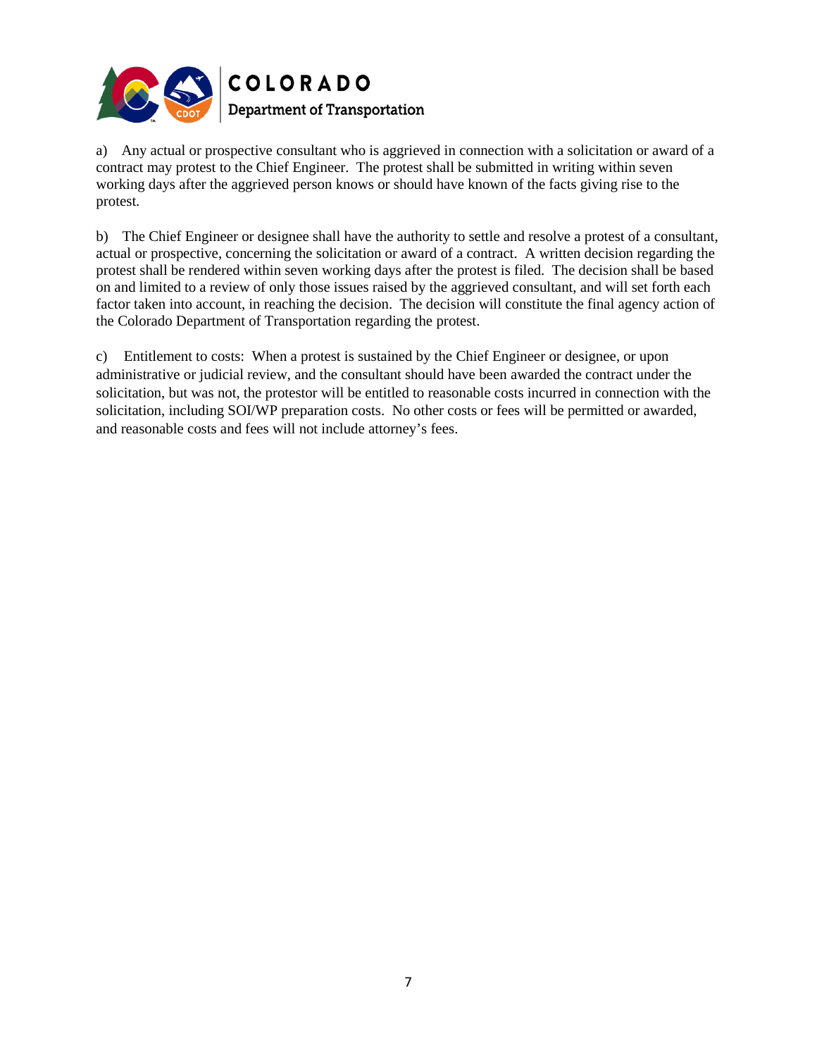a) Any actual or prospective consultant who is aggrieved in connection with a solicitation or award of a contract may protest to the Chief Engineer. The protest shall be submitted in writing within seven working days after the aggrieved person knows or should have known of the facts giving rise to the protest.

b) The Chief Engineer or designee shall have the authority to settle and resolve a protest of a consultant, actual or prospective, concerning the solicitation or award of a contract. A written decision regarding the protest shall be rendered within seven working days after the protest is filed. The decision shall be based on and limited to a review of only those issues raised by the aggrieved consultant, and will set forth each factor taken into account, in reaching the decision. The decision will constitute the final agency action of the Colorado Department of Transportation regarding the protest.

c) Entitlement to costs: When a protest is sustained by the Chief Engineer or designee, or upon administrative or judicial review, and the consultant should have been awarded the contract under the solicitation, but was not, the protestor will be entitled to reasonable costs incurred in connection with the solicitation, including SOI/WP preparation costs. No other costs or fees will be permitted or awarded, and reasonable costs and fees will not include attorney's fees.